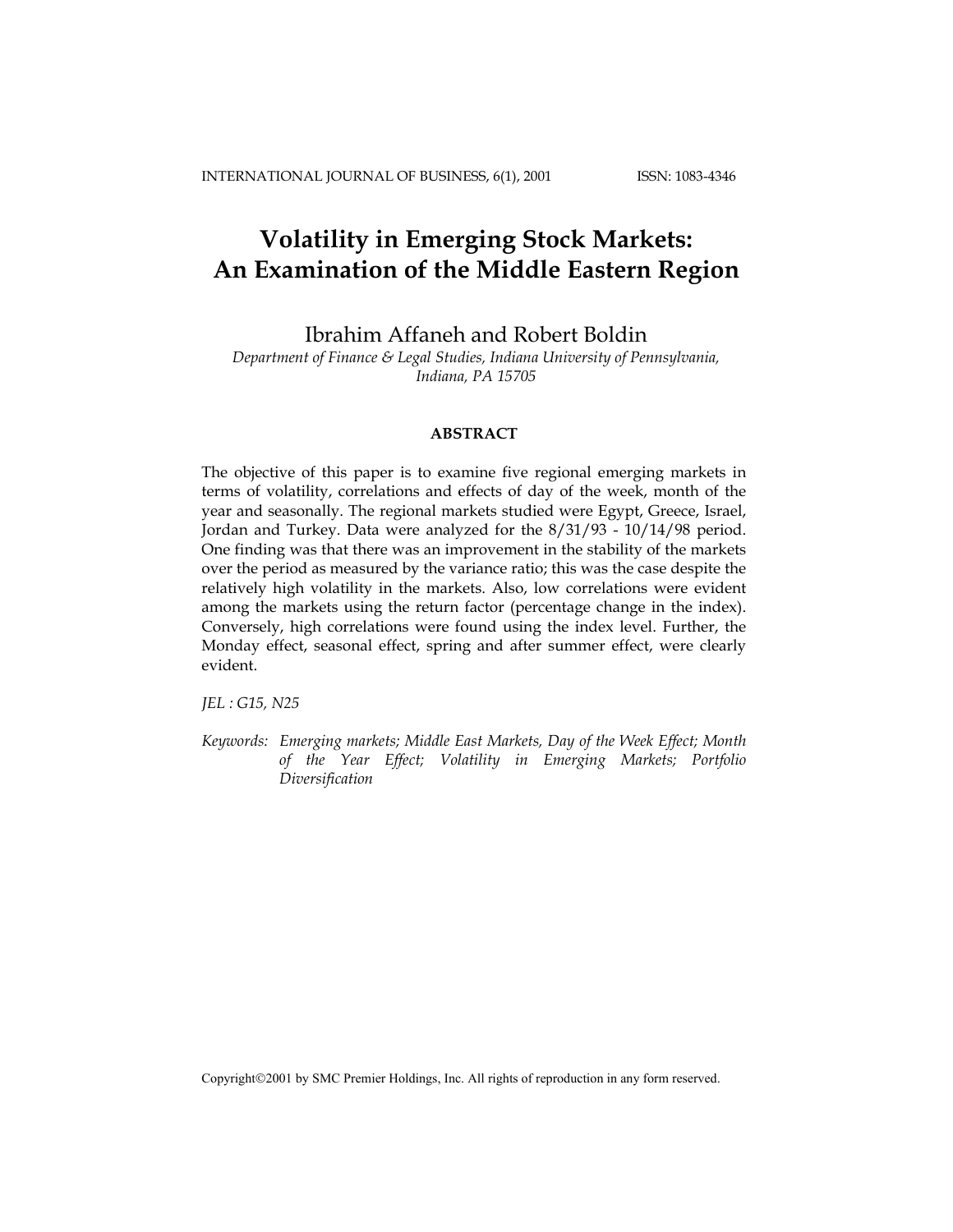# Volatility in Emerging Stock Markets: An Examination of the Middle Eastern Region

Ibrahim Affaneh and Robert Boldin

*Department of Finance & Legal Studies, Indiana University of Pennsylvania, Indiana, PA 15705*

## ABSTRACT

The objective of this paper is to examine five regional emerging markets in terms of volatility, correlations and effects of day of the week, month of the year and seasonally. The regional markets studied were Egypt, Greece, Israel, Jordan and Turkey. Data were analyzed for the 8/31/93 - 10/14/98 period. One finding was that there was an improvement in the stability of the markets over the period as measured by the variance ratio; this was the case despite the relatively high volatility in the markets. Also, low correlations were evident among the markets using the return factor (percentage change in the index). Conversely, high correlations were found using the index level. Further, the Monday effect, seasonal effect, spring and after summer effect, were clearly evident.

*JEL : G15, N25*

*Keywords: Emerging markets; Middle East Markets, Day of the Week Effect; Month of the Year Effect; Volatility in Emerging Markets; Portfolio Diversification*

Copyright©2001 by SMC Premier Holdings, Inc. All rights of reproduction in any form reserved.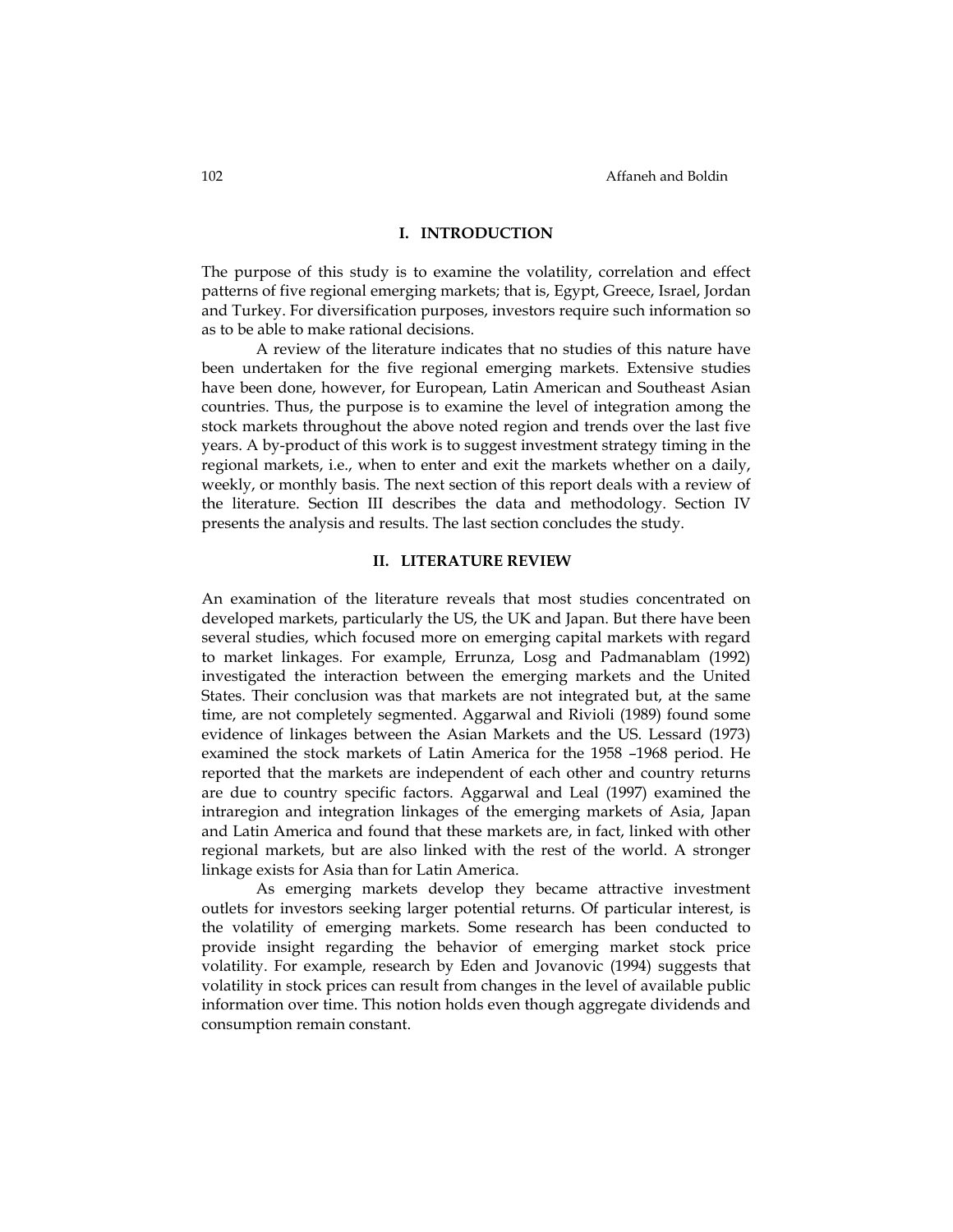## I. INTRODUCTION

The purpose of this study is to examine the volatility, correlation and effect patterns of five regional emerging markets; that is, Egypt, Greece, Israel, Jordan and Turkey. For diversification purposes, investors require such information so as to be able to make rational decisions.

A review of the literature indicates that no studies of this nature have been undertaken for the five regional emerging markets. Extensive studies have been done, however, for European, Latin American and Southeast Asian countries. Thus, the purpose is to examine the level of integration among the stock markets throughout the above noted region and trends over the last five years. A by-product of this work is to suggest investment strategy timing in the regional markets, i.e., when to enter and exit the markets whether on a daily, weekly, or monthly basis. The next section of this report deals with a review of the literature. Section III describes the data and methodology. Section IV presents the analysis and results. The last section concludes the study.

## II. LITERATURE REVIEW

An examination of the literature reveals that most studies concentrated on developed markets, particularly the US, the UK and Japan. But there have been several studies, which focused more on emerging capital markets with regard to market linkages. For example, Errunza, Losg and Padmanablam (1992) investigated the interaction between the emerging markets and the United States. Their conclusion was that markets are not integrated but, at the same time, are not completely segmented. Aggarwal and Rivioli (1989) found some evidence of linkages between the Asian Markets and the US. Lessard (1973) examined the stock markets of Latin America for the 1958 –1968 period. He reported that the markets are independent of each other and country returns are due to country specific factors. Aggarwal and Leal (1997) examined the intraregion and integration linkages of the emerging markets of Asia, Japan and Latin America and found that these markets are, in fact, linked with other regional markets, but are also linked with the rest of the world. A stronger linkage exists for Asia than for Latin America.

As emerging markets develop they became attractive investment outlets for investors seeking larger potential returns. Of particular interest, is the volatility of emerging markets. Some research has been conducted to provide insight regarding the behavior of emerging market stock price volatility. For example, research by Eden and Jovanovic (1994) suggests that volatility in stock prices can result from changes in the level of available public information over time. This notion holds even though aggregate dividends and consumption remain constant.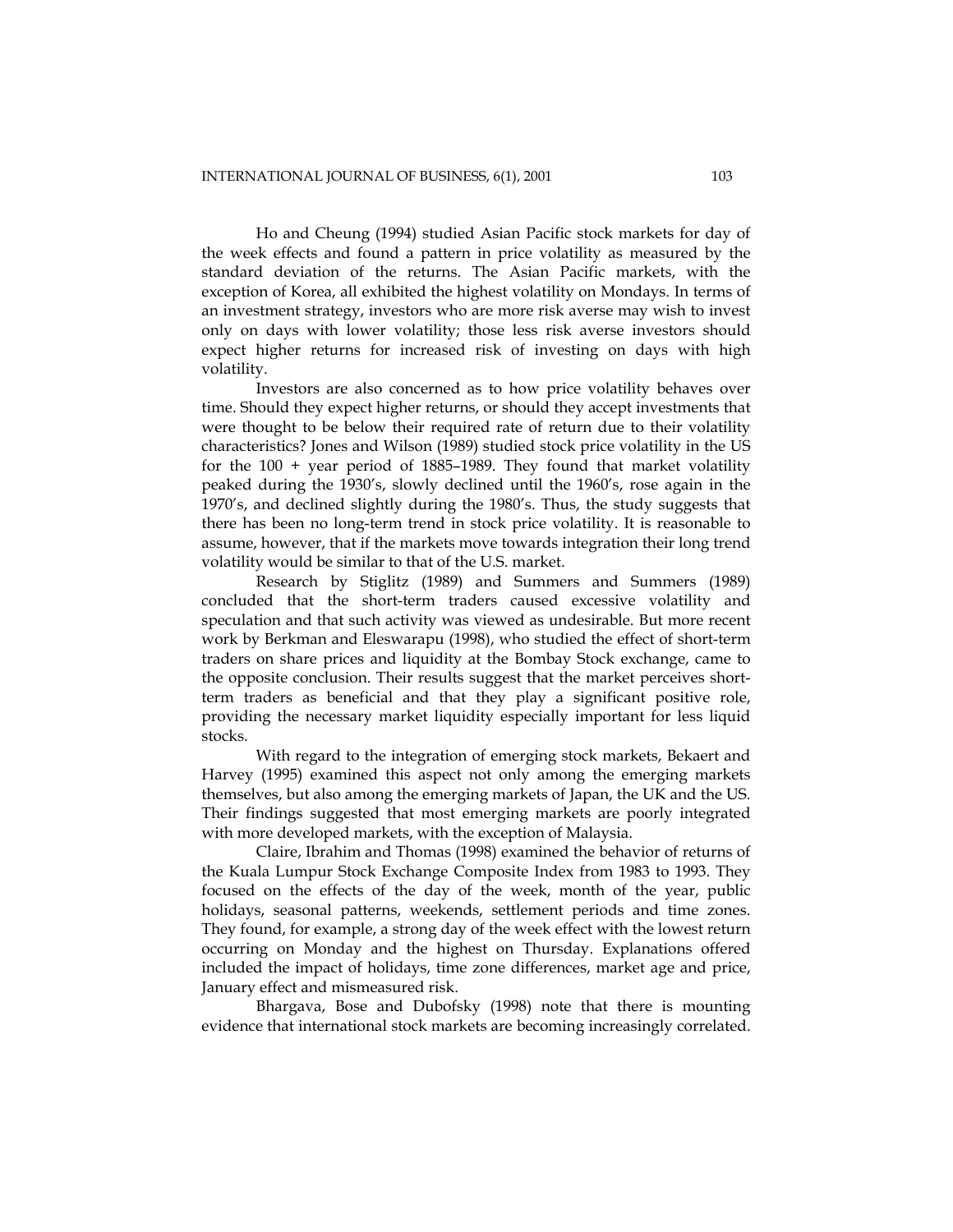Ho and Cheung (1994) studied Asian Pacific stock markets for day of the week effects and found a pattern in price volatility as measured by the standard deviation of the returns. The Asian Pacific markets, with the exception of Korea, all exhibited the highest volatility on Mondays. In terms of an investment strategy, investors who are more risk averse may wish to invest only on days with lower volatility; those less risk averse investors should expect higher returns for increased risk of investing on days with high volatility.

Investors are also concerned as to how price volatility behaves over time. Should they expect higher returns, or should they accept investments that were thought to be below their required rate of return due to their volatility characteristics? Jones and Wilson (1989) studied stock price volatility in the US for the 100 + year period of 1885–1989. They found that market volatility peaked during the 1930's, slowly declined until the 1960's, rose again in the 1970's, and declined slightly during the 1980's. Thus, the study suggests that there has been no long-term trend in stock price volatility. It is reasonable to assume, however, that if the markets move towards integration their long trend volatility would be similar to that of the U.S. market.

Research by Stiglitz (1989) and Summers and Summers (1989) concluded that the short-term traders caused excessive volatility and speculation and that such activity was viewed as undesirable. But more recent work by Berkman and Eleswarapu (1998), who studied the effect of short-term traders on share prices and liquidity at the Bombay Stock exchange, came to the opposite conclusion. Their results suggest that the market perceives short-term traders as beneficial and that they play a significant positive role, providing the necessary market liquidity especially important for less liquid stocks.

With regard to the integration of emerging stock markets, Bekaert and Harvey (1995) examined this aspect not only among the emerging markets themselves, but also among the emerging markets of Japan, the UK and the US. Their findings suggested that most emerging markets are poorly integrated with more developed markets, with the exception of Malaysia.

Claire, Ibrahim and Thomas (1998) examined the behavior of returns of the Kuala Lumpur Stock Exchange Composite Index from 1983 to 1993. They focused on the effects of the day of the week, month of the year, public holidays, seasonal patterns, weekends, settlement periods and time zones. They found, for example, a strong day of the week effect with the lowest return occurring on Monday and the highest on Thursday. Explanations offered included the impact of holidays, time zone differences, market age and price, January effect and mismeasured risk.

Bhargava, Bose and Dubofsky (1998) note that there is mounting evidence that international stock markets are becoming increasingly correlated.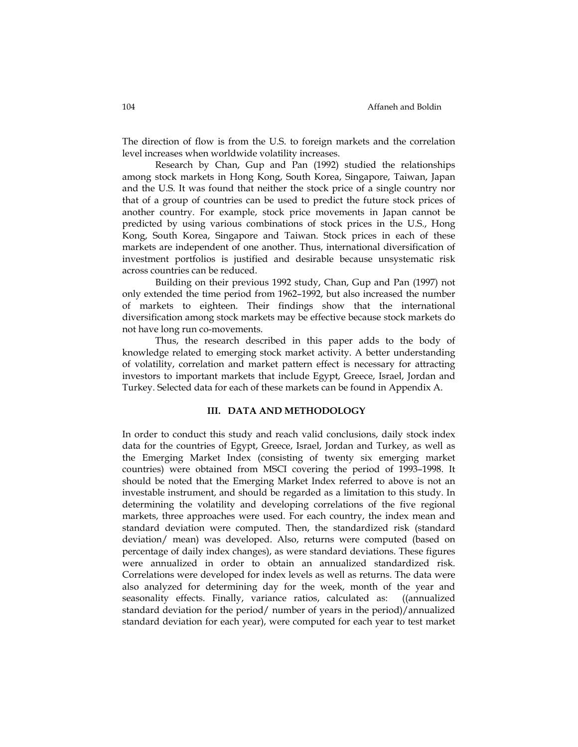The direction of flow is from the U.S. to foreign markets and the correlation level increases when worldwide volatility increases.

Research by Chan, Gup and Pan (1992) studied the relationships among stock markets in Hong Kong, South Korea, Singapore, Taiwan, Japan and the U.S. It was found that neither the stock price of a single country nor that of a group of countries can be used to predict the future stock prices of another country. For example, stock price movements in Japan cannot be predicted by using various combinations of stock prices in the U.S., Hong Kong, South Korea, Singapore and Taiwan. Stock prices in each of these markets are independent of one another. Thus, international diversification of investment portfolios is justified and desirable because unsystematic risk across countries can be reduced.

Building on their previous 1992 study, Chan, Gup and Pan (1997) not only extended the time period from 1962–1992, but also increased the number of markets to eighteen. Their findings show that the international diversification among stock markets may be effective because stock markets do not have long run co-movements.

Thus, the research described in this paper adds to the body of knowledge related to emerging stock market activity. A better understanding of volatility, correlation and market pattern effect is necessary for attracting investors to important markets that include Egypt, Greece, Israel, Jordan and Turkey. Selected data for each of these markets can be found in Appendix A.

## III. DATA AND METHODOLOGY

In order to conduct this study and reach valid conclusions, daily stock index data for the countries of Egypt, Greece, Israel, Jordan and Turkey, as well as the Emerging Market Index (consisting of twenty six emerging market countries) were obtained from MSCI covering the period of 1993–1998. It should be noted that the Emerging Market Index referred to above is not an investable instrument, and should be regarded as a limitation to this study. In determining the volatility and developing correlations of the five regional markets, three approaches were used. For each country, the index mean and standard deviation were computed. Then, the standardized risk (standard deviation/ mean) was developed. Also, returns were computed (based on percentage of daily index changes), as were standard deviations. These figures were annualized in order to obtain an annualized standardized risk. Correlations were developed for index levels as well as returns. The data were also analyzed for determining day for the week, month of the year and seasonality effects. Finally, variance ratios, calculated as: ((annualized standard deviation for the period/ number of years in the period)/annualized standard deviation for each year), were computed for each year to test market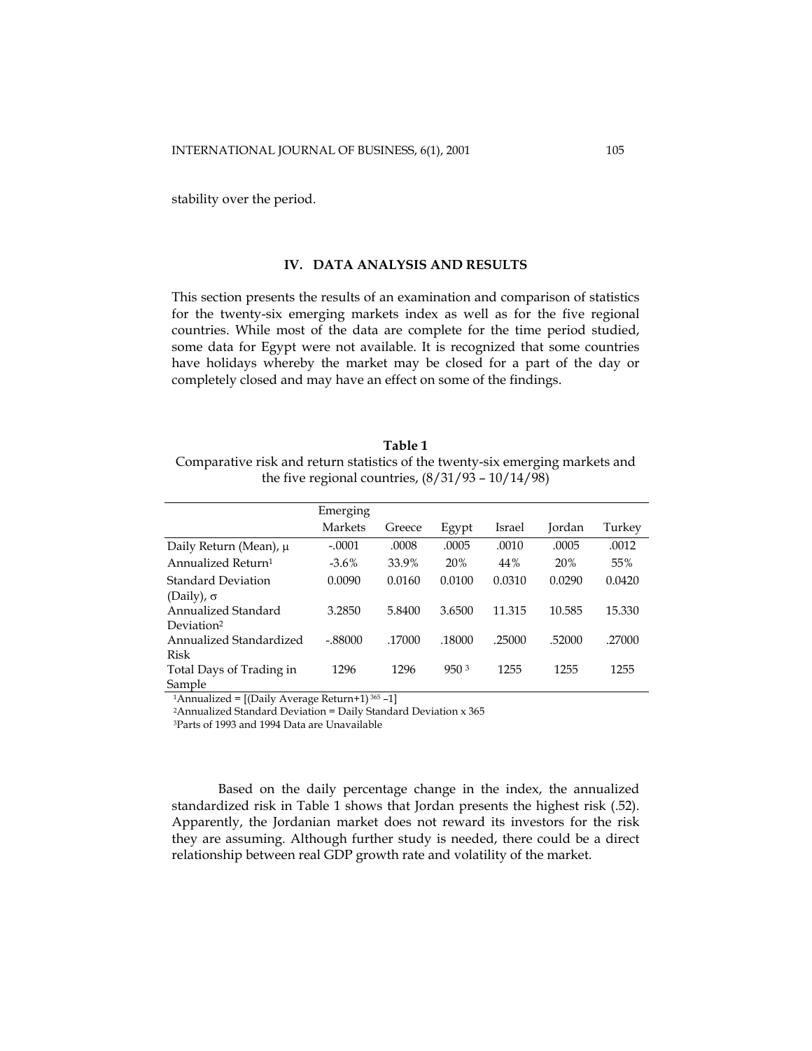stability over the period.

## IV. DATA ANALYSIS AND RESULTS

This section presents the results of an examination and comparison of statistics for the twenty-six emerging markets index as well as for the five regional countries. While most of the data are complete for the time period studied, some data for Egypt were not available. It is recognized that some countries have holidays whereby the market may be closed for a part of the day or completely closed and may have an effect on some of the findings.

**Table 1**

Comparative risk and return statistics of the twenty-six emerging markets and the five regional countries, (8/31/93 – 10/14/98)

| | Emerging Markets | Greece | Egypt | Israel | Jordan | Turkey |
|---|---|---|---|---|---|---|
| Daily Return (Mean), $\mu$ | -.0001 | .0008 | .0005 | .0010 | .0005 | .0012 |
| Annualized Return[1] | -3.6% | 33.9% | 20% | 44% | 20% | 55% |
| Standard Deviation (Daily), $\sigma$ | 0.0090 | 0.0160 | 0.0100 | 0.0310 | 0.0290 | 0.0420 |
| Annualized Standard Deviation[2] | 3.2850 | 5.8400 | 3.6500 | 11.315 | 10.585 | 15.330 |
| Annualized Standardized Risk | -.88000 | .17000 | .18000 | .25000 | .52000 | .27000 |
| Total Days of Trading in Sample | 1296 | 1296 | 950[3] | 1255 | 1255 | 1255 |

[1]Annualized = $[(\text{Daily Average Return}+1)^{365} - 1]$

[2]Annualized Standard Deviation = Daily Standard Deviation x 365

[3]Parts of 1993 and 1994 Data are Unavailable

Based on the daily percentage change in the index, the annualized standardized risk in Table 1 shows that Jordan presents the highest risk (.52). Apparently, the Jordanian market does not reward its investors for the risk they are assuming. Although further study is needed, there could be a direct relationship between real GDP growth rate and volatility of the market.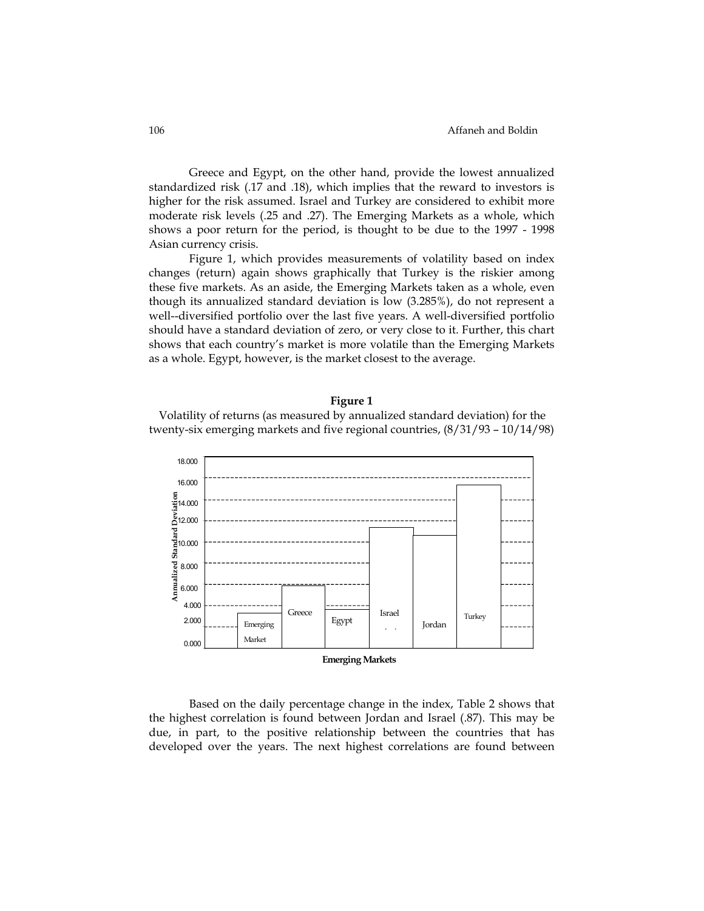Greece and Egypt, on the other hand, provide the lowest annualized standardized risk (.17 and .18), which implies that the reward to investors is higher for the risk assumed. Israel and Turkey are considered to exhibit more moderate risk levels (.25 and .27). The Emerging Markets as a whole, which shows a poor return for the period, is thought to be due to the 1997 - 1998 Asian currency crisis.

Figure 1, which provides measurements of volatility based on index changes (return) again shows graphically that Turkey is the riskier among these five markets. As an aside, the Emerging Markets taken as a whole, even though its annualized standard deviation is low (3.285%), do not represent a well--diversified portfolio over the last five years. A well-diversified portfolio should have a standard deviation of zero, or very close to it. Further, this chart shows that each country's market is more volatile than the Emerging Markets as a whole. Egypt, however, is the market closest to the average.

**Figure 1**

Volatility of returns (as measured by annualized standard deviation) for the twenty-six emerging markets and five regional countries, (8/31/93 – 10/14/98)

Based on the daily percentage change in the index, Table 2 shows that the highest correlation is found between Jordan and Israel (.87). This may be due, in part, to the positive relationship between the countries that has developed over the years. The next highest correlations are found between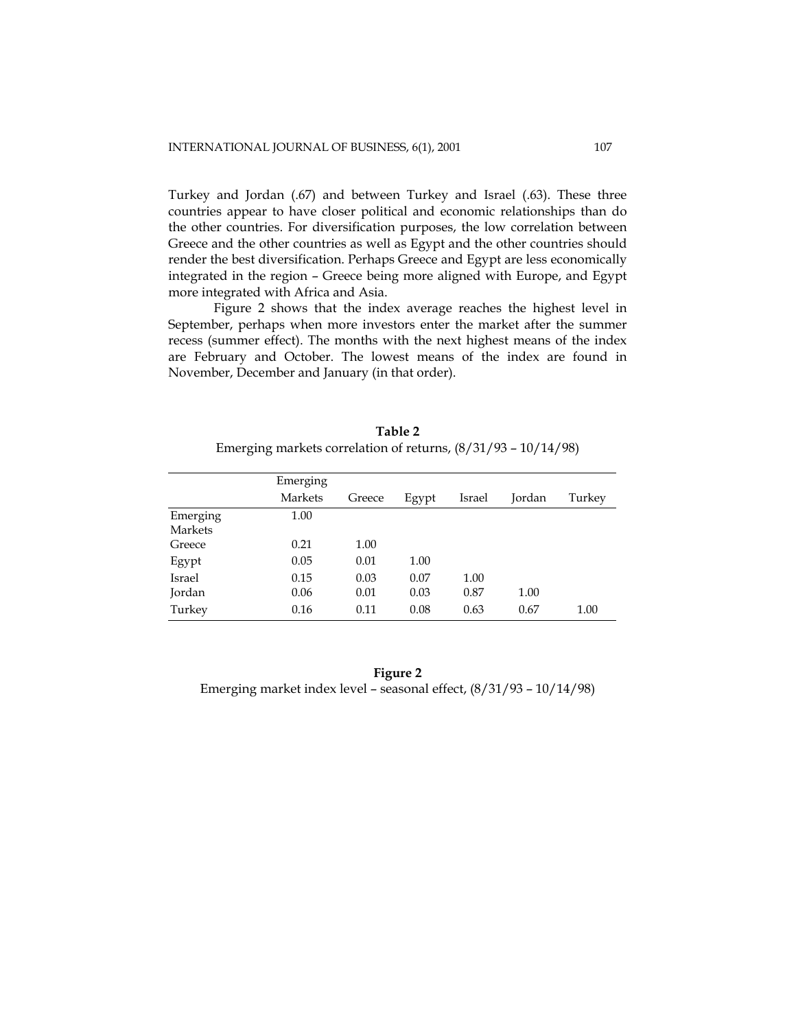Turkey and Jordan (.67) and between Turkey and Israel (.63). These three countries appear to have closer political and economic relationships than do the other countries. For diversification purposes, the low correlation between Greece and the other countries as well as Egypt and the other countries should render the best diversification. Perhaps Greece and Egypt are less economically integrated in the region – Greece being more aligned with Europe, and Egypt more integrated with Africa and Asia.

Figure 2 shows that the index average reaches the highest level in September, perhaps when more investors enter the market after the summer recess (summer effect). The months with the next highest means of the index are February and October. The lowest means of the index are found in November, December and January (in that order).

**Table 2**
Emerging markets correlation of returns, (8/31/93 – 10/14/98)

| | Emerging Markets | Greece | Egypt | Israel | Jordan | Turkey |
|---|---|---|---|---|---|---|
| Emerging Markets | 1.00 | | | | | |
| Greece | 0.21 | 1.00 | | | | |
| Egypt | 0.05 | 0.01 | 1.00 | | | |
| Israel | 0.15 | 0.03 | 0.07 | 1.00 | | |
| Jordan | 0.06 | 0.01 | 0.03 | 0.87 | 1.00 | |
| Turkey | 0.16 | 0.11 | 0.08 | 0.63 | 0.67 | 1.00 |

**Figure 2**
Emerging market index level – seasonal effect, (8/31/93 – 10/14/98)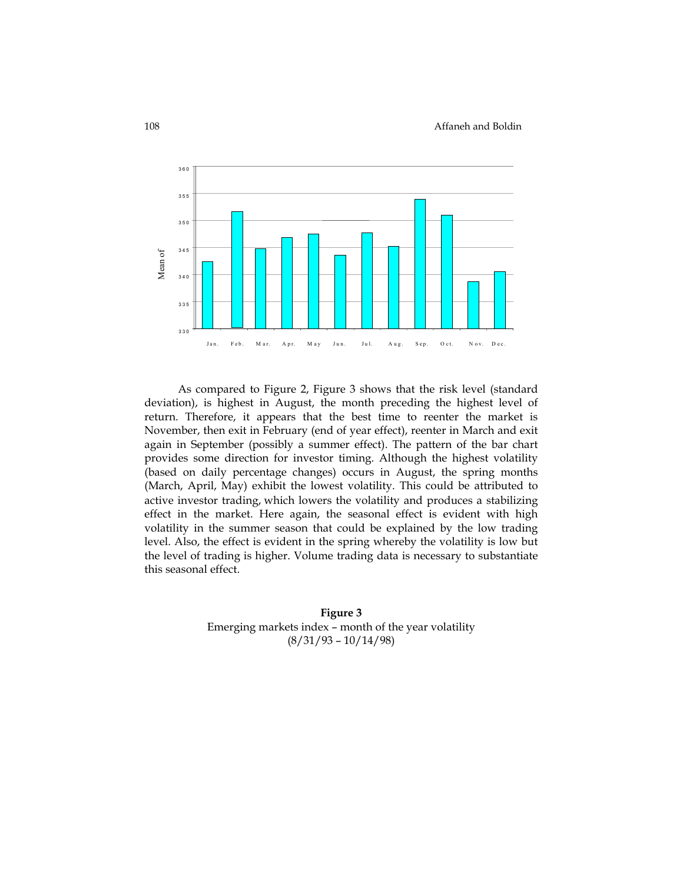As compared to Figure 2, Figure 3 shows that the risk level (standard deviation), is highest in August, the month preceding the highest level of return. Therefore, it appears that the best time to reenter the market is November, then exit in February (end of year effect), reenter in March and exit again in September (possibly a summer effect). The pattern of the bar chart provides some direction for investor timing. Although the highest volatility (based on daily percentage changes) occurs in August, the spring months (March, April, May) exhibit the lowest volatility. This could be attributed to active investor trading, which lowers the volatility and produces a stabilizing effect in the market. Here again, the seasonal effect is evident with high volatility in the summer season that could be explained by the low trading level. Also, the effect is evident in the spring whereby the volatility is low but the level of trading is higher. Volume trading data is necessary to substantiate this seasonal effect.

**Figure 3**
Emerging markets index – month of the year volatility
(8/31/93 – 10/14/98)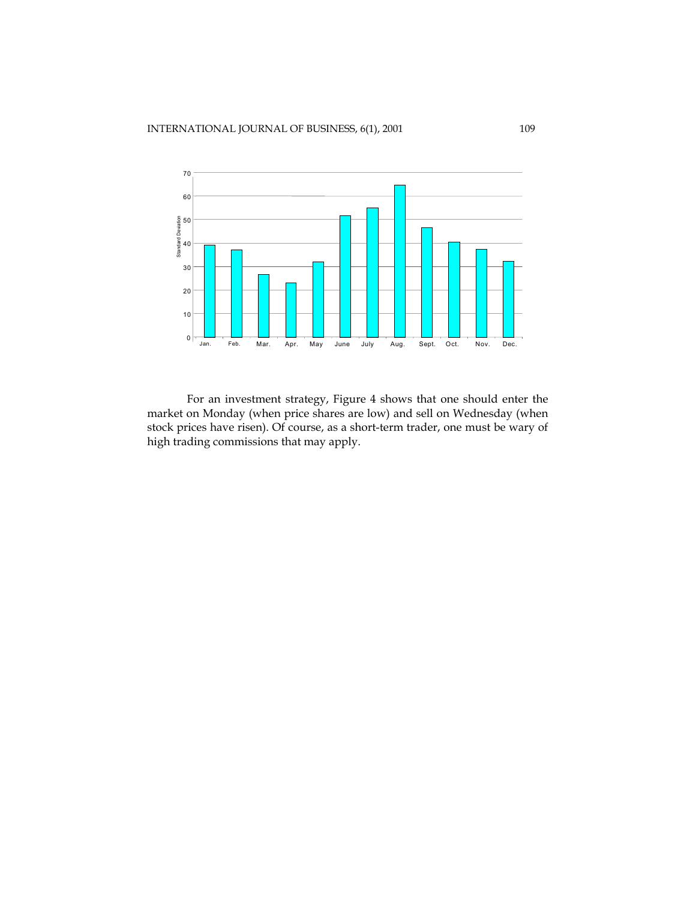For an investment strategy, Figure 4 shows that one should enter the market on Monday (when price shares are low) and sell on Wednesday (when stock prices have risen). Of course, as a short-term trader, one must be wary of high trading commissions that may apply.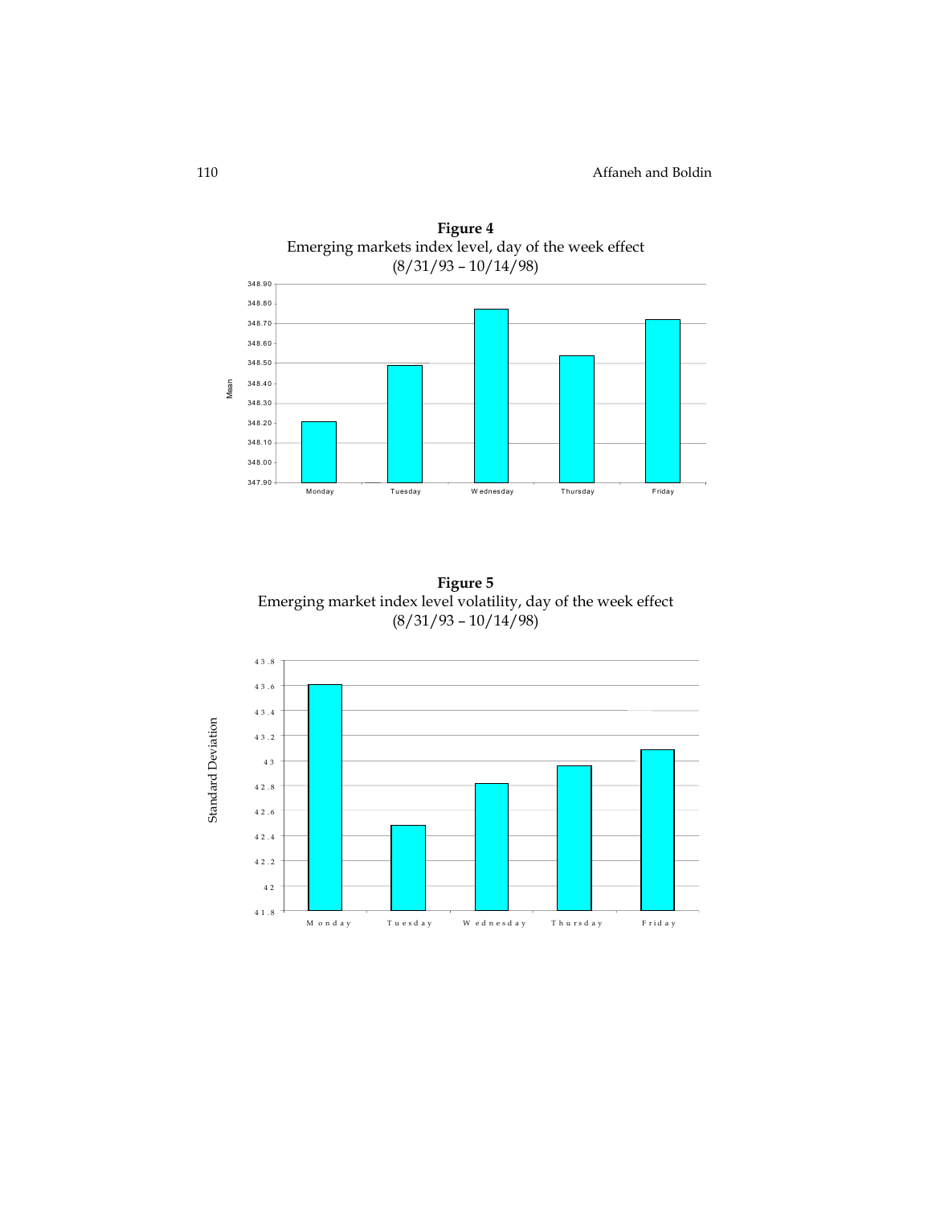**Figure 4**
Emerging markets index level, day of the week effect
(8/31/93 – 10/14/98)

**Figure 5**
Emerging market index level volatility, day of the week effect
(8/31/93 – 10/14/98)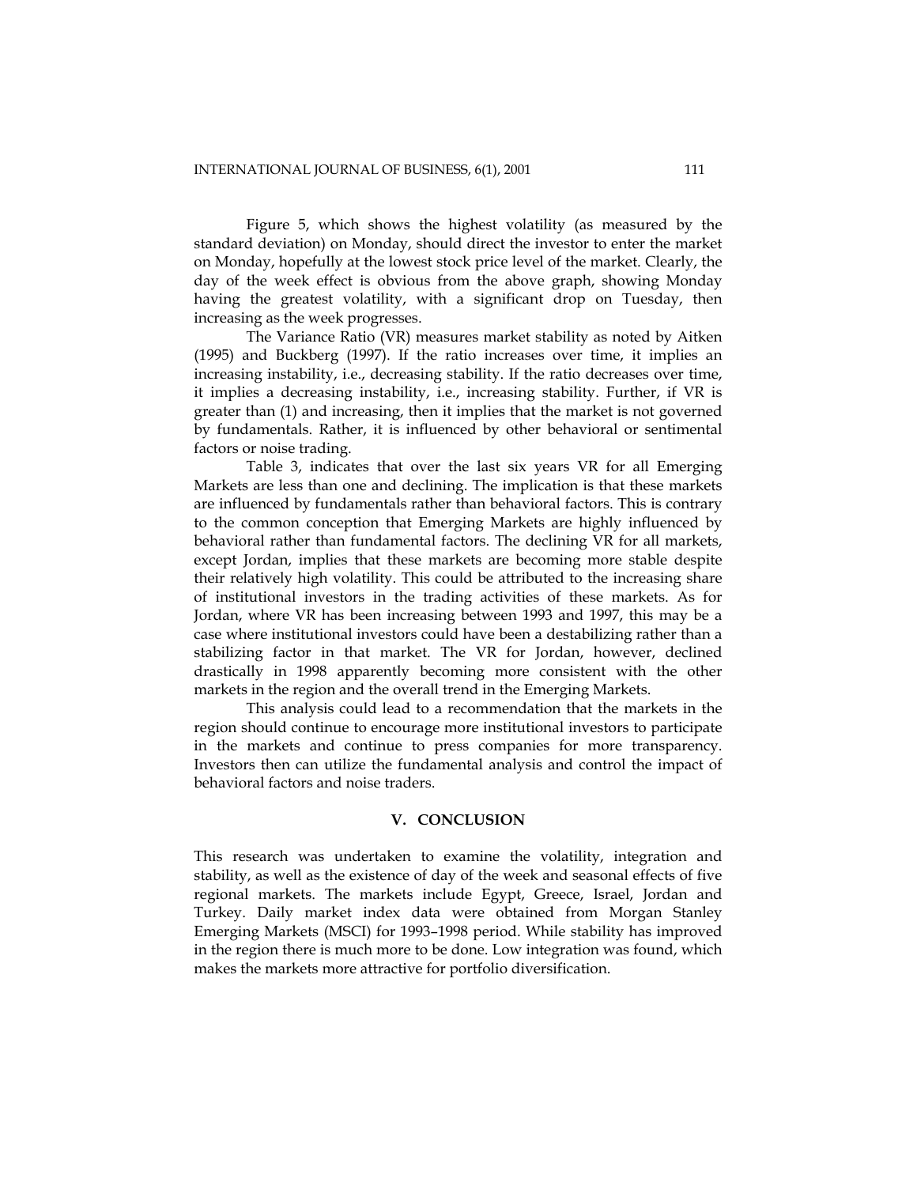Figure 5, which shows the highest volatility (as measured by the standard deviation) on Monday, should direct the investor to enter the market on Monday, hopefully at the lowest stock price level of the market. Clearly, the day of the week effect is obvious from the above graph, showing Monday having the greatest volatility, with a significant drop on Tuesday, then increasing as the week progresses.

The Variance Ratio (VR) measures market stability as noted by Aitken (1995) and Buckberg (1997). If the ratio increases over time, it implies an increasing instability, i.e., decreasing stability. If the ratio decreases over time, it implies a decreasing instability, i.e., increasing stability. Further, if VR is greater than (1) and increasing, then it implies that the market is not governed by fundamentals. Rather, it is influenced by other behavioral or sentimental factors or noise trading.

Table 3, indicates that over the last six years VR for all Emerging Markets are less than one and declining. The implication is that these markets are influenced by fundamentals rather than behavioral factors. This is contrary to the common conception that Emerging Markets are highly influenced by behavioral rather than fundamental factors. The declining VR for all markets, except Jordan, implies that these markets are becoming more stable despite their relatively high volatility. This could be attributed to the increasing share of institutional investors in the trading activities of these markets. As for Jordan, where VR has been increasing between 1993 and 1997, this may be a case where institutional investors could have been a destabilizing rather than a stabilizing factor in that market. The VR for Jordan, however, declined drastically in 1998 apparently becoming more consistent with the other markets in the region and the overall trend in the Emerging Markets.

This analysis could lead to a recommendation that the markets in the region should continue to encourage more institutional investors to participate in the markets and continue to press companies for more transparency. Investors then can utilize the fundamental analysis and control the impact of behavioral factors and noise traders.

## V. CONCLUSION

This research was undertaken to examine the volatility, integration and stability, as well as the existence of day of the week and seasonal effects of five regional markets. The markets include Egypt, Greece, Israel, Jordan and Turkey. Daily market index data were obtained from Morgan Stanley Emerging Markets (MSCI) for 1993–1998 period. While stability has improved in the region there is much more to be done. Low integration was found, which makes the markets more attractive for portfolio diversification.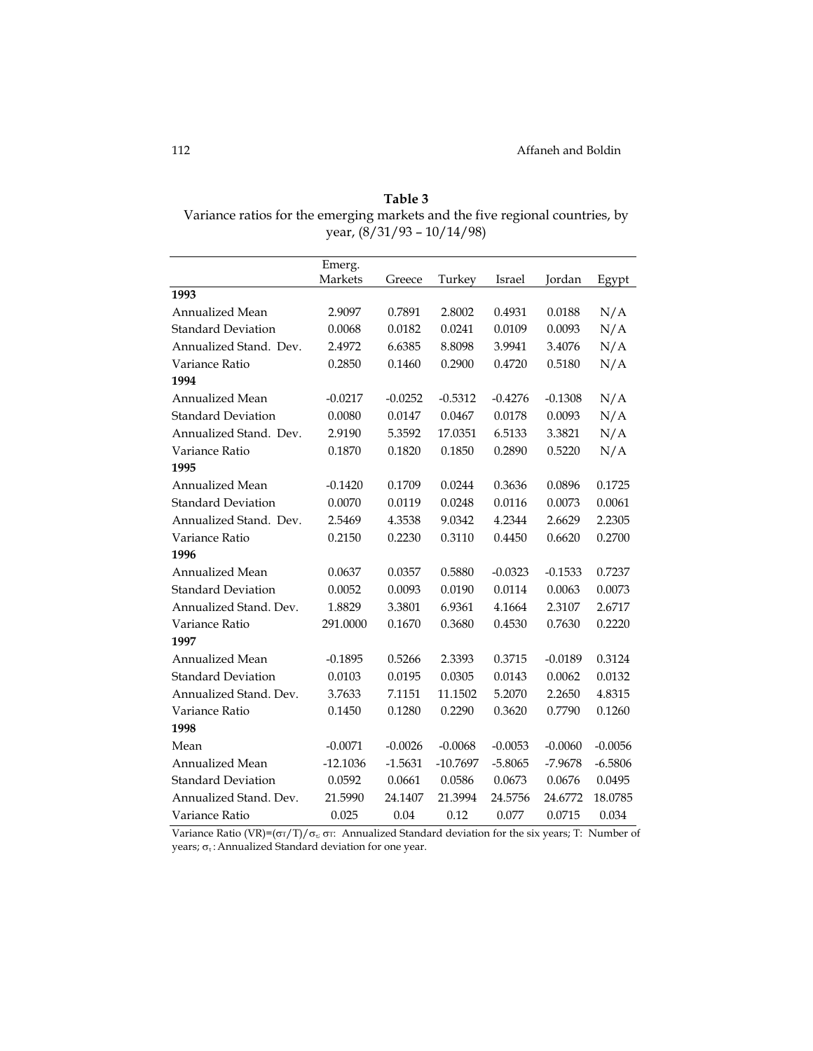**Table 3**

Variance ratios for the emerging markets and the five regional countries, by year, (8/31/93 – 10/14/98)

| | Emerg. Markets | Greece | Turkey | Israel | Jordan | Egypt |
|---|---|---|---|---|---|---|
| **1993** | | | | | | |
| Annualized Mean | 2.9097 | 0.7891 | 2.8002 | 0.4931 | 0.0188 | N/A |
| Standard Deviation | 0.0068 | 0.0182 | 0.0241 | 0.0109 | 0.0093 | N/A |
| Annualized Stand. Dev. | 2.4972 | 6.6385 | 8.8098 | 3.9941 | 3.4076 | N/A |
| Variance Ratio | 0.2850 | 0.1460 | 0.2900 | 0.4720 | 0.5180 | N/A |
| **1994** | | | | | | |
| Annualized Mean | -0.0217 | -0.0252 | -0.5312 | -0.4276 | -0.1308 | N/A |
| Standard Deviation | 0.0080 | 0.0147 | 0.0467 | 0.0178 | 0.0093 | N/A |
| Annualized Stand. Dev. | 2.9190 | 5.3592 | 17.0351 | 6.5133 | 3.3821 | N/A |
| Variance Ratio | 0.1870 | 0.1820 | 0.1850 | 0.2890 | 0.5220 | N/A |
| **1995** | | | | | | |
| Annualized Mean | -0.1420 | 0.1709 | 0.0244 | 0.3636 | 0.0896 | 0.1725 |
| Standard Deviation | 0.0070 | 0.0119 | 0.0248 | 0.0116 | 0.0073 | 0.0061 |
| Annualized Stand. Dev. | 2.5469 | 4.3538 | 9.0342 | 4.2344 | 2.6629 | 2.2305 |
| Variance Ratio | 0.2150 | 0.2230 | 0.3110 | 0.4450 | 0.6620 | 0.2700 |
| **1996** | | | | | | |
| Annualized Mean | 0.0637 | 0.0357 | 0.5880 | -0.0323 | -0.1533 | 0.7237 |
| Standard Deviation | 0.0052 | 0.0093 | 0.0190 | 0.0114 | 0.0063 | 0.0073 |
| Annualized Stand. Dev. | 1.8829 | 3.3801 | 6.9361 | 4.1664 | 2.3107 | 2.6717 |
| Variance Ratio | 291.0000 | 0.1670 | 0.3680 | 0.4530 | 0.7630 | 0.2220 |
| **1997** | | | | | | |
| Annualized Mean | -0.1895 | 0.5266 | 2.3393 | 0.3715 | -0.0189 | 0.3124 |
| Standard Deviation | 0.0103 | 0.0195 | 0.0305 | 0.0143 | 0.0062 | 0.0132 |
| Annualized Stand. Dev. | 3.7633 | 7.1151 | 11.1502 | 5.2070 | 2.2650 | 4.8315 |
| Variance Ratio | 0.1450 | 0.1280 | 0.2290 | 0.3620 | 0.7790 | 0.1260 |
| **1998** | | | | | | |
| Mean | -0.0071 | -0.0026 | -0.0068 | -0.0053 | -0.0060 | -0.0056 |
| Annualized Mean | -12.1036 | -1.5631 | -10.7697 | -5.8065 | -7.9678 | -6.5806 |
| Standard Deviation | 0.0592 | 0.0661 | 0.0586 | 0.0673 | 0.0676 | 0.0495 |
| Annualized Stand. Dev. | 21.5990 | 24.1407 | 21.3994 | 24.5756 | 24.6772 | 18.0785 |
| Variance Ratio | 0.025 | 0.04 | 0.12 | 0.077 | 0.0715 | 0.034 |

Variance Ratio (VR)=$(\sigma_T/T)/\sigma_t$; $\sigma_T$: Annualized Standard deviation for the six years; T: Number of years; $\sigma_t$: Annualized Standard deviation for one year.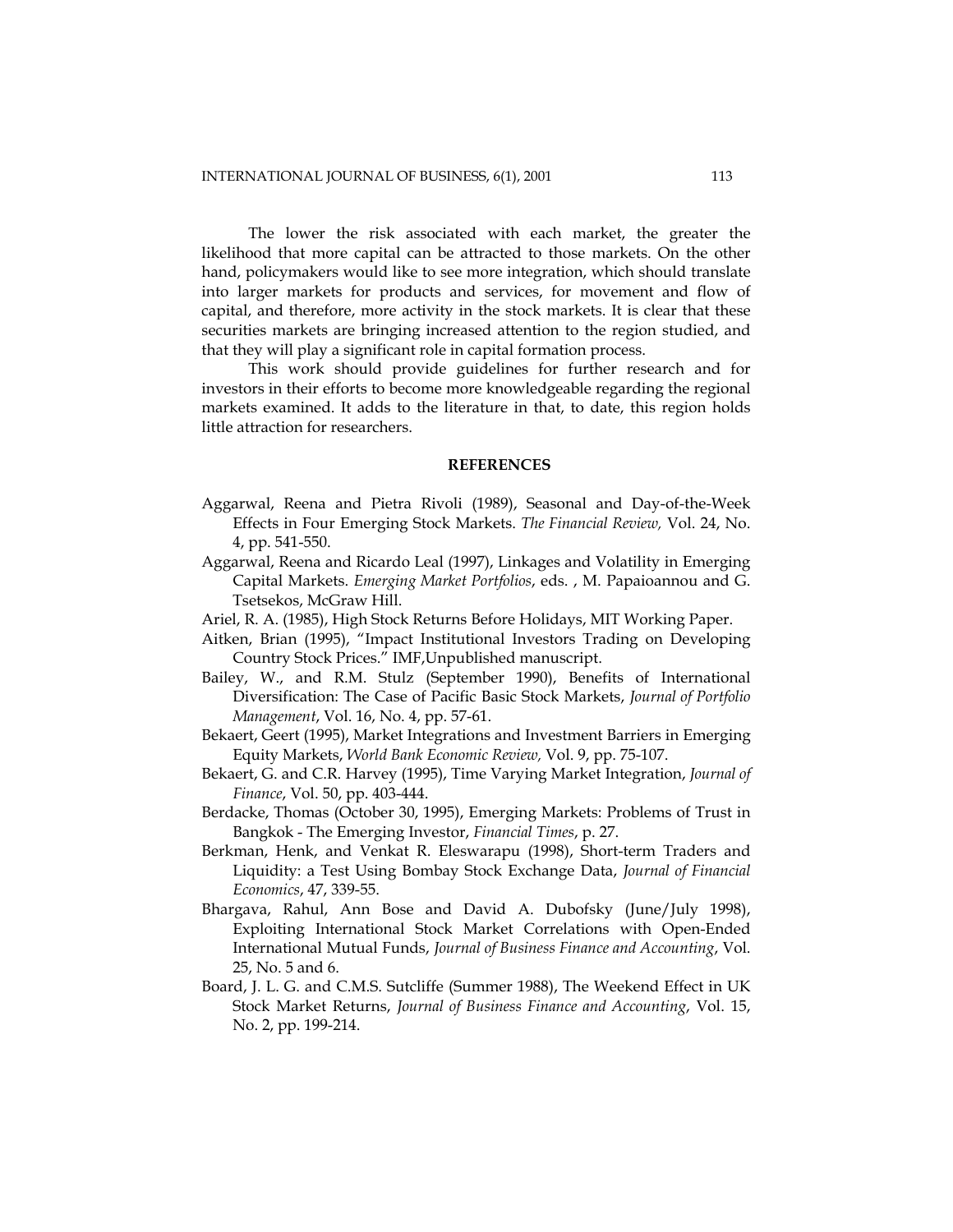The lower the risk associated with each market, the greater the likelihood that more capital can be attracted to those markets. On the other hand, policymakers would like to see more integration, which should translate into larger markets for products and services, for movement and flow of capital, and therefore, more activity in the stock markets. It is clear that these securities markets are bringing increased attention to the region studied, and that they will play a significant role in capital formation process.

This work should provide guidelines for further research and for investors in their efforts to become more knowledgeable regarding the regional markets examined. It adds to the literature in that, to date, this region holds little attraction for researchers.

## REFERENCES

Aggarwal, Reena and Pietra Rivoli (1989), Seasonal and Day-of-the-Week Effects in Four Emerging Stock Markets. *The Financial Review,* Vol. 24, No. 4, pp. 541-550.

Aggarwal, Reena and Ricardo Leal (1997), Linkages and Volatility in Emerging Capital Markets. *Emerging Market Portfolios*, eds. , M. Papaioannou and G. Tsetsekos, McGraw Hill.

Ariel, R. A. (1985), High Stock Returns Before Holidays, MIT Working Paper.

Aitken, Brian (1995), "Impact Institutional Investors Trading on Developing Country Stock Prices." IMF,Unpublished manuscript.

Bailey, W., and R.M. Stulz (September 1990), Benefits of International Diversification: The Case of Pacific Basic Stock Markets, *Journal of Portfolio Management*, Vol. 16, No. 4, pp. 57-61.

Bekaert, Geert (1995), Market Integrations and Investment Barriers in Emerging Equity Markets, *World Bank Economic Review,* Vol. 9, pp. 75-107.

Bekaert, G. and C.R. Harvey (1995), Time Varying Market Integration, *Journal of Finance*, Vol. 50, pp. 403-444.

Berdacke, Thomas (October 30, 1995), Emerging Markets: Problems of Trust in Bangkok - The Emerging Investor, *Financial Times*, p. 27.

Berkman, Henk, and Venkat R. Eleswarapu (1998), Short-term Traders and Liquidity: a Test Using Bombay Stock Exchange Data, *Journal of Financial Economics*, 47, 339-55.

Bhargava, Rahul, Ann Bose and David A. Dubofsky (June/July 1998), Exploiting International Stock Market Correlations with Open-Ended International Mutual Funds, *Journal of Business Finance and Accounting*, Vol. 25, No. 5 and 6.

Board, J. L. G. and C.M.S. Sutcliffe (Summer 1988), The Weekend Effect in UK Stock Market Returns, *Journal of Business Finance and Accounting*, Vol. 15, No. 2, pp. 199-214.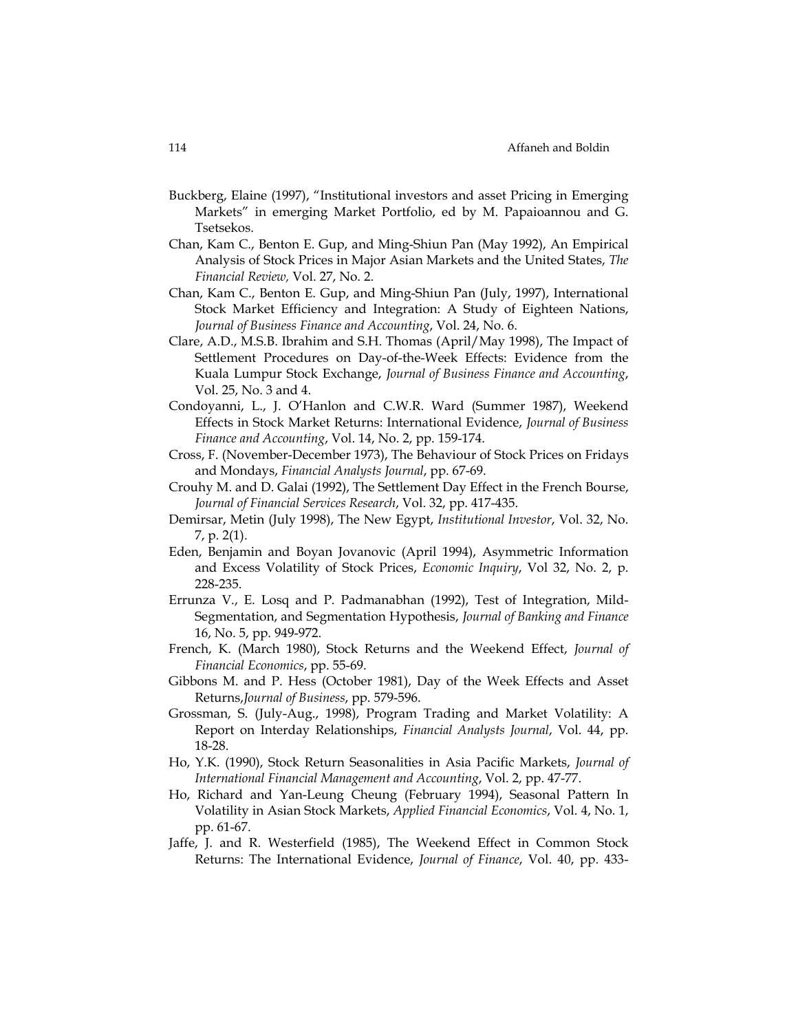Buckberg, Elaine (1997), "Institutional investors and asset Pricing in Emerging Markets" in emerging Market Portfolio, ed by M. Papaioannou and G. Tsetsekos.

Chan, Kam C., Benton E. Gup, and Ming-Shiun Pan (May 1992), An Empirical Analysis of Stock Prices in Major Asian Markets and the United States, *The Financial Review,* Vol. 27, No. 2.

Chan, Kam C., Benton E. Gup, and Ming-Shiun Pan (July, 1997), International Stock Market Efficiency and Integration: A Study of Eighteen Nations, *Journal of Business Finance and Accounting*, Vol. 24, No. 6.

Clare, A.D., M.S.B. Ibrahim and S.H. Thomas (April/May 1998), The Impact of Settlement Procedures on Day-of-the-Week Effects: Evidence from the Kuala Lumpur Stock Exchange, *Journal of Business Finance and Accounting*, Vol. 25, No. 3 and 4.

Condoyanni, L., J. O'Hanlon and C.W.R. Ward (Summer 1987), Weekend Effects in Stock Market Returns: International Evidence, *Journal of Business Finance and Accounting*, Vol. 14, No. 2, pp. 159-174.

Cross, F. (November-December 1973), The Behaviour of Stock Prices on Fridays and Mondays, *Financial Analysts Journal*, pp. 67-69.

Crouhy M. and D. Galai (1992), The Settlement Day Effect in the French Bourse, *Journal of Financial Services Research*, Vol. 32, pp. 417-435.

Demirsar, Metin (July 1998), The New Egypt, *Institutional Investor*, Vol. 32, No. 7, p. 2(1).

Eden, Benjamin and Boyan Jovanovic (April 1994), Asymmetric Information and Excess Volatility of Stock Prices, *Economic Inquiry*, Vol 32, No. 2, p. 228-235.

Errunza V., E. Losq and P. Padmanabhan (1992), Test of Integration, Mild-Segmentation, and Segmentation Hypothesis, *Journal of Banking and Finance* 16, No. 5, pp. 949-972.

French, K. (March 1980), Stock Returns and the Weekend Effect, *Journal of Financial Economics*, pp. 55-69.

Gibbons M. and P. Hess (October 1981), Day of the Week Effects and Asset Returns,*Journal of Business*, pp. 579-596.

Grossman, S. (July-Aug., 1998), Program Trading and Market Volatility: A Report on Interday Relationships, *Financial Analysts Journal*, Vol. 44, pp. 18-28.

Ho, Y.K. (1990), Stock Return Seasonalities in Asia Pacific Markets, *Journal of International Financial Management and Accounting*, Vol. 2, pp. 47-77.

Ho, Richard and Yan-Leung Cheung (February 1994), Seasonal Pattern In Volatility in Asian Stock Markets, *Applied Financial Economics*, Vol. 4, No. 1, pp. 61-67.

Jaffe, J. and R. Westerfield (1985), The Weekend Effect in Common Stock Returns: The International Evidence, *Journal of Finance*, Vol. 40, pp. 433-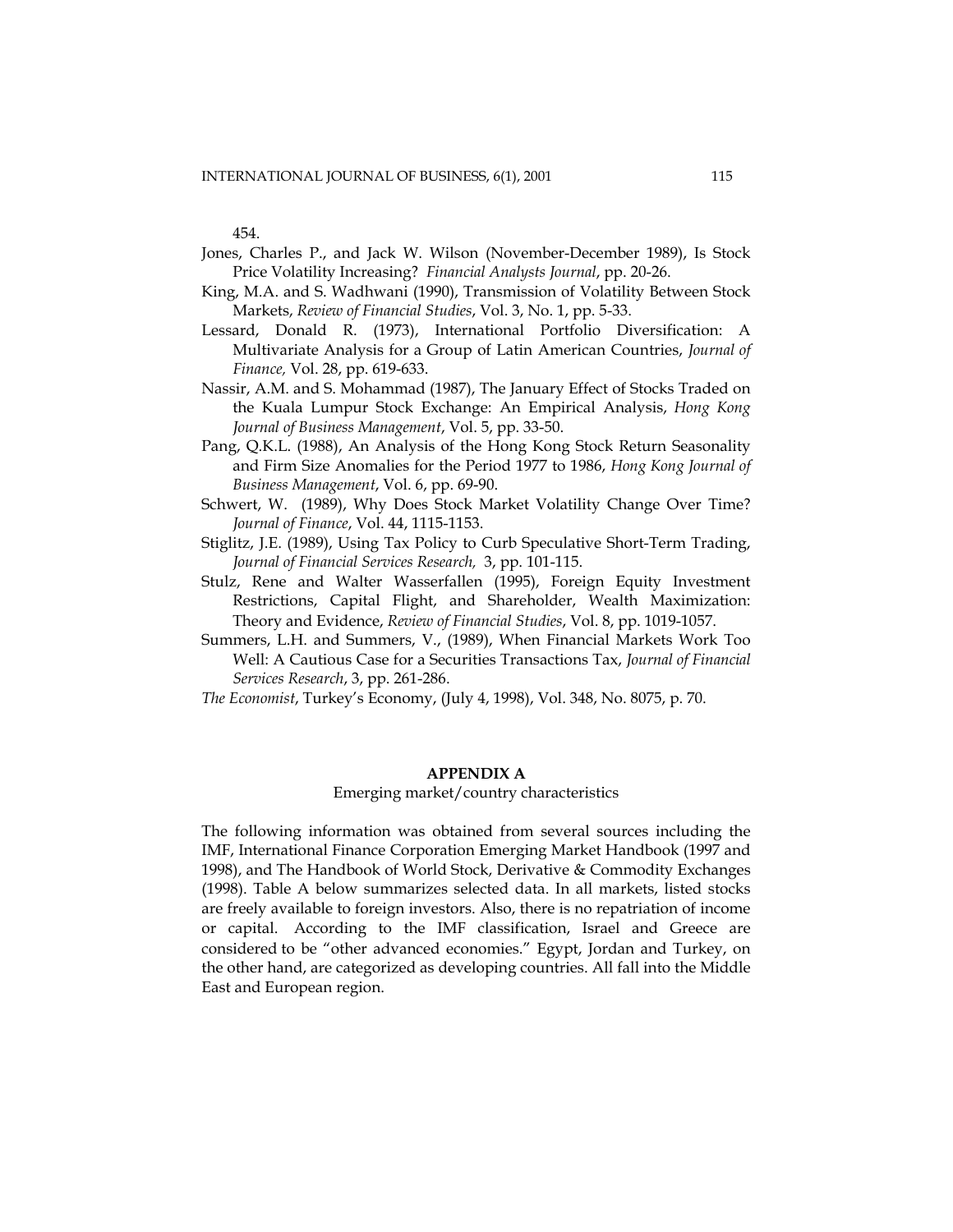454.

Jones, Charles P., and Jack W. Wilson (November-December 1989), Is Stock Price Volatility Increasing? *Financial Analysts Journal*, pp. 20-26.

King, M.A. and S. Wadhwani (1990), Transmission of Volatility Between Stock Markets, *Review of Financial Studies*, Vol. 3, No. 1, pp. 5-33.

Lessard, Donald R. (1973), International Portfolio Diversification: A Multivariate Analysis for a Group of Latin American Countries, *Journal of Finance,* Vol. 28, pp. 619-633.

Nassir, A.M. and S. Mohammad (1987), The January Effect of Stocks Traded on the Kuala Lumpur Stock Exchange: An Empirical Analysis, *Hong Kong Journal of Business Management*, Vol. 5, pp. 33-50.

Pang, Q.K.L. (1988), An Analysis of the Hong Kong Stock Return Seasonality and Firm Size Anomalies for the Period 1977 to 1986, *Hong Kong Journal of Business Management*, Vol. 6, pp. 69-90.

Schwert, W. (1989), Why Does Stock Market Volatility Change Over Time? *Journal of Finance*, Vol. 44, 1115-1153.

Stiglitz, J.E. (1989), Using Tax Policy to Curb Speculative Short-Term Trading, *Journal of Financial Services Research,* 3, pp. 101-115.

Stulz, Rene and Walter Wasserfallen (1995), Foreign Equity Investment Restrictions, Capital Flight, and Shareholder, Wealth Maximization: Theory and Evidence, *Review of Financial Studies*, Vol. 8, pp. 1019-1057.

Summers, L.H. and Summers, V., (1989), When Financial Markets Work Too Well: A Cautious Case for a Securities Transactions Tax, *Journal of Financial Services Research*, 3, pp. 261-286.

*The Economist*, Turkey's Economy, (July 4, 1998), Vol. 348, No. 8075, p. 70.

## APPENDIX A

Emerging market/country characteristics

The following information was obtained from several sources including the IMF, International Finance Corporation Emerging Market Handbook (1997 and 1998), and The Handbook of World Stock, Derivative & Commodity Exchanges (1998). Table A below summarizes selected data. In all markets, listed stocks are freely available to foreign investors. Also, there is no repatriation of income or capital. According to the IMF classification, Israel and Greece are considered to be "other advanced economies." Egypt, Jordan and Turkey, on the other hand, are categorized as developing countries. All fall into the Middle East and European region.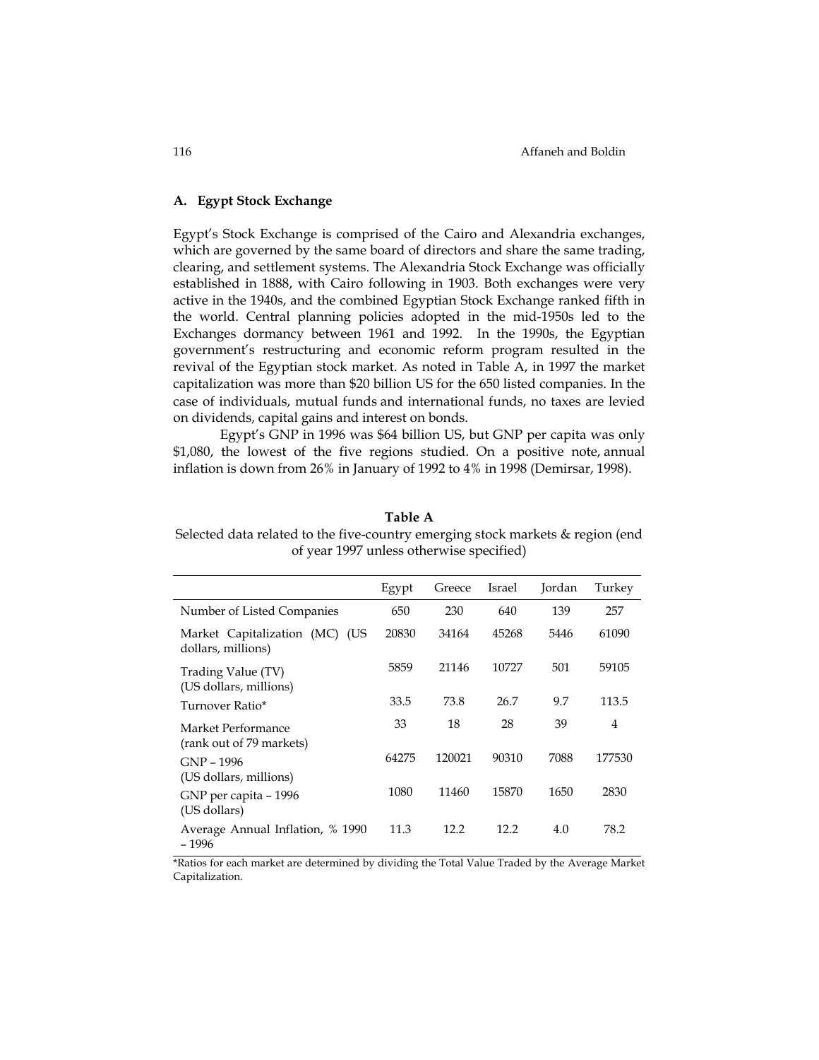### A. Egypt Stock Exchange

Egypt's Stock Exchange is comprised of the Cairo and Alexandria exchanges, which are governed by the same board of directors and share the same trading, clearing, and settlement systems. The Alexandria Stock Exchange was officially established in 1888, with Cairo following in 1903. Both exchanges were very active in the 1940s, and the combined Egyptian Stock Exchange ranked fifth in the world. Central planning policies adopted in the mid-1950s led to the Exchanges dormancy between 1961 and 1992. In the 1990s, the Egyptian government's restructuring and economic reform program resulted in the revival of the Egyptian stock market. As noted in Table A, in 1997 the market capitalization was more than $20 billion US for the 650 listed companies. In the case of individuals, mutual funds and international funds, no taxes are levied on dividends, capital gains and interest on bonds.

Egypt's GNP in 1996 was $64 billion US, but GNP per capita was only $1,080, the lowest of the five regions studied. On a positive note, annual inflation is down from 26% in January of 1992 to 4% in 1998 (Demirsar, 1998).

**Table A**

Selected data related to the five-country emerging stock markets & region (end of year 1997 unless otherwise specified)

| | Egypt | Greece | Israel | Jordan | Turkey |
|---|---|---|---|---|---|
| Number of Listed Companies | 650 | 230 | 640 | 139 | 257 |
| Market Capitalization (MC) (US dollars, millions) | 20830 | 34164 | 45268 | 5446 | 61090 |
| Trading Value (TV) (US dollars, millions) | 5859 | 21146 | 10727 | 501 | 59105 |
| Turnover Ratio* | 33.5 | 73.8 | 26.7 | 9.7 | 113.5 |
| Market Performance (rank out of 79 markets) | 33 | 18 | 28 | 39 | 4 |
| GNP – 1996 (US dollars, millions) | 64275 | 120021 | 90310 | 7088 | 177530 |
| GNP per capita – 1996 (US dollars) | 1080 | 11460 | 15870 | 1650 | 2830 |
| Average Annual Inflation, % 1990 – 1996 | 11.3 | 12.2 | 12.2 | 4.0 | 78.2 |

*Ratios for each market are determined by dividing the Total Value Traded by the Average Market Capitalization.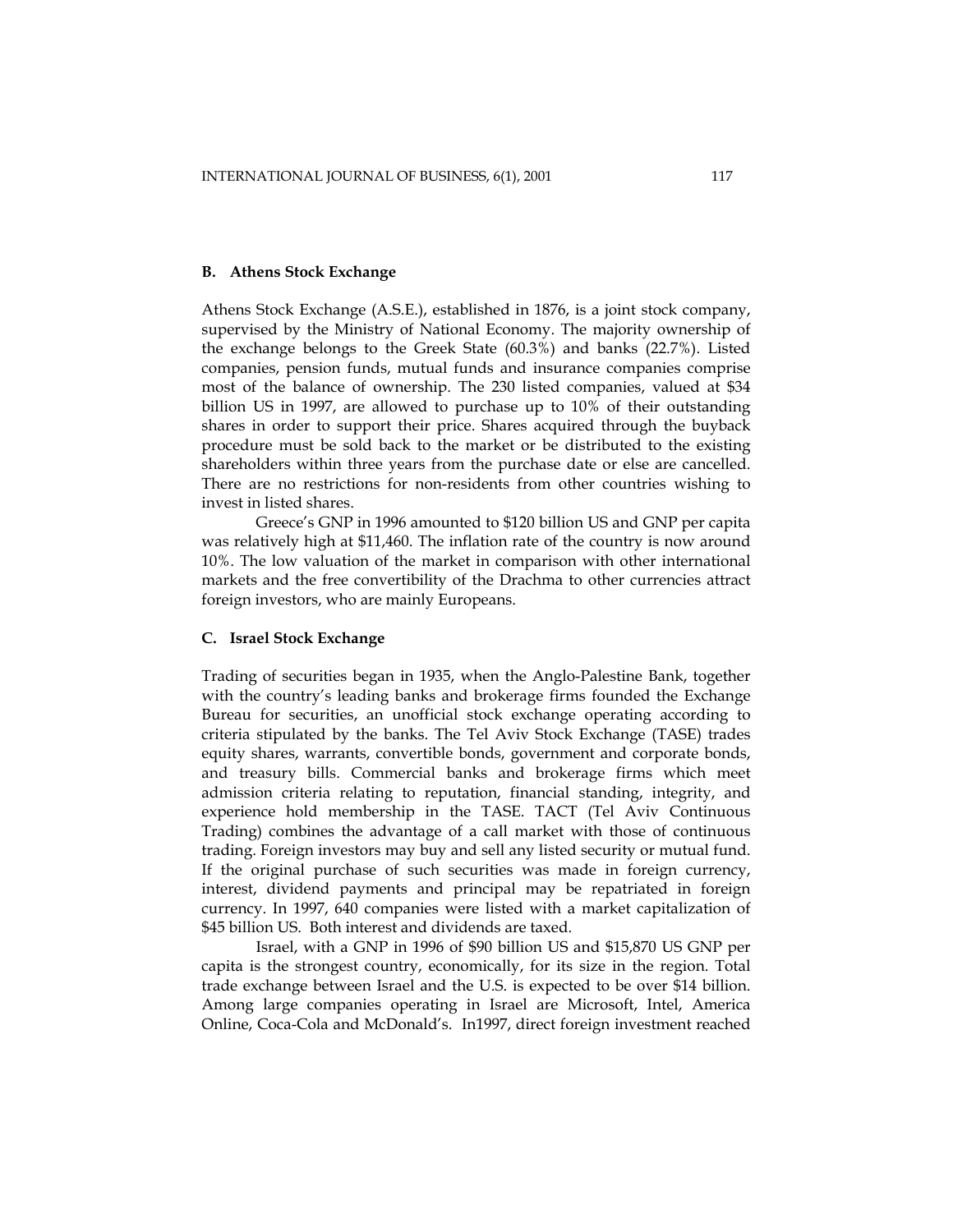### B. Athens Stock Exchange

Athens Stock Exchange (A.S.E.), established in 1876, is a joint stock company, supervised by the Ministry of National Economy. The majority ownership of the exchange belongs to the Greek State (60.3%) and banks (22.7%). Listed companies, pension funds, mutual funds and insurance companies comprise most of the balance of ownership. The 230 listed companies, valued at $34 billion US in 1997, are allowed to purchase up to 10% of their outstanding shares in order to support their price. Shares acquired through the buyback procedure must be sold back to the market or be distributed to the existing shareholders within three years from the purchase date or else are cancelled. There are no restrictions for non-residents from other countries wishing to invest in listed shares.

Greece's GNP in 1996 amounted to $120 billion US and GNP per capita was relatively high at $11,460. The inflation rate of the country is now around 10%. The low valuation of the market in comparison with other international markets and the free convertibility of the Drachma to other currencies attract foreign investors, who are mainly Europeans.

### C. Israel Stock Exchange

Trading of securities began in 1935, when the Anglo-Palestine Bank, together with the country's leading banks and brokerage firms founded the Exchange Bureau for securities, an unofficial stock exchange operating according to criteria stipulated by the banks. The Tel Aviv Stock Exchange (TASE) trades equity shares, warrants, convertible bonds, government and corporate bonds, and treasury bills. Commercial banks and brokerage firms which meet admission criteria relating to reputation, financial standing, integrity, and experience hold membership in the TASE. TACT (Tel Aviv Continuous Trading) combines the advantage of a call market with those of continuous trading. Foreign investors may buy and sell any listed security or mutual fund. If the original purchase of such securities was made in foreign currency, interest, dividend payments and principal may be repatriated in foreign currency. In 1997, 640 companies were listed with a market capitalization of $45 billion US. Both interest and dividends are taxed.

Israel, with a GNP in 1996 of $90 billion US and $15,870 US GNP per capita is the strongest country, economically, for its size in the region. Total trade exchange between Israel and the U.S. is expected to be over $14 billion. Among large companies operating in Israel are Microsoft, Intel, America Online, Coca-Cola and McDonald's. In1997, direct foreign investment reached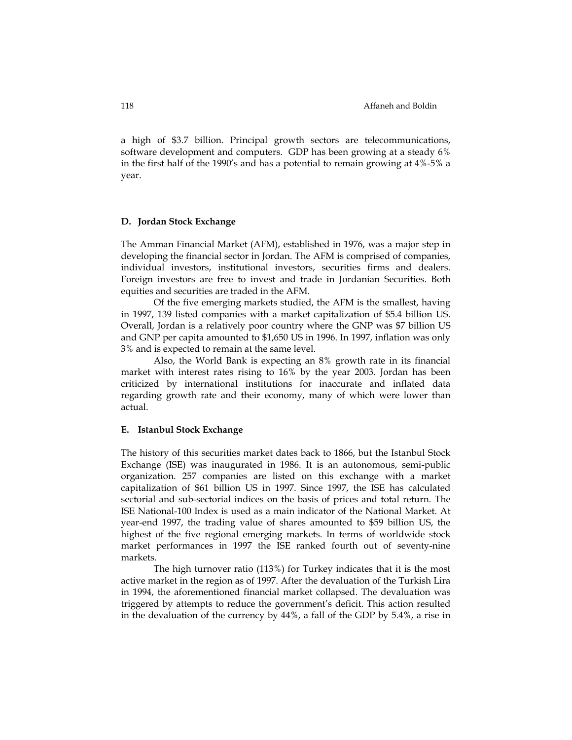a high of \$3.7 billion. Principal growth sectors are telecommunications, software development and computers. GDP has been growing at a steady 6% in the first half of the 1990's and has a potential to remain growing at 4%-5% a year.

### D. Jordan Stock Exchange

The Amman Financial Market (AFM), established in 1976, was a major step in developing the financial sector in Jordan. The AFM is comprised of companies, individual investors, institutional investors, securities firms and dealers. Foreign investors are free to invest and trade in Jordanian Securities. Both equities and securities are traded in the AFM.

Of the five emerging markets studied, the AFM is the smallest, having in 1997, 139 listed companies with a market capitalization of \$5.4 billion US. Overall, Jordan is a relatively poor country where the GNP was \$7 billion US and GNP per capita amounted to \$1,650 US in 1996. In 1997, inflation was only 3% and is expected to remain at the same level.

Also, the World Bank is expecting an 8% growth rate in its financial market with interest rates rising to 16% by the year 2003. Jordan has been criticized by international institutions for inaccurate and inflated data regarding growth rate and their economy, many of which were lower than actual.

### E. Istanbul Stock Exchange

The history of this securities market dates back to 1866, but the Istanbul Stock Exchange (ISE) was inaugurated in 1986. It is an autonomous, semi-public organization. 257 companies are listed on this exchange with a market capitalization of \$61 billion US in 1997. Since 1997, the ISE has calculated sectorial and sub-sectorial indices on the basis of prices and total return. The ISE National-100 Index is used as a main indicator of the National Market. At year-end 1997, the trading value of shares amounted to \$59 billion US, the highest of the five regional emerging markets. In terms of worldwide stock market performances in 1997 the ISE ranked fourth out of seventy-nine markets.

The high turnover ratio (113%) for Turkey indicates that it is the most active market in the region as of 1997. After the devaluation of the Turkish Lira in 1994, the aforementioned financial market collapsed. The devaluation was triggered by attempts to reduce the government's deficit. This action resulted in the devaluation of the currency by 44%, a fall of the GDP by 5.4%, a rise in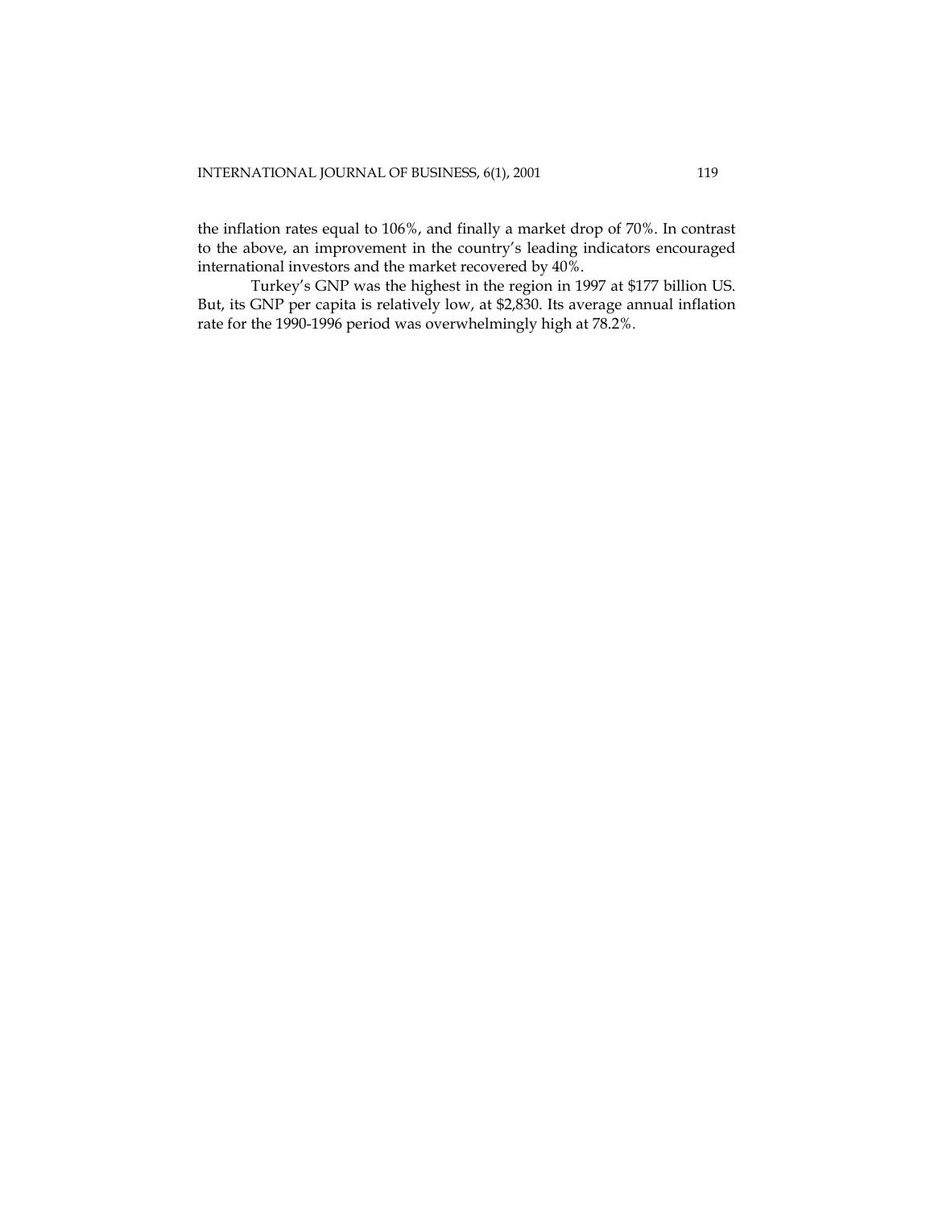the inflation rates equal to 106%, and finally a market drop of 70%. In contrast to the above, an improvement in the country's leading indicators encouraged international investors and the market recovered by 40%.

Turkey's GNP was the highest in the region in 1997 at $177 billion US. But, its GNP per capita is relatively low, at $2,830. Its average annual inflation rate for the 1990-1996 period was overwhelmingly high at 78.2%.